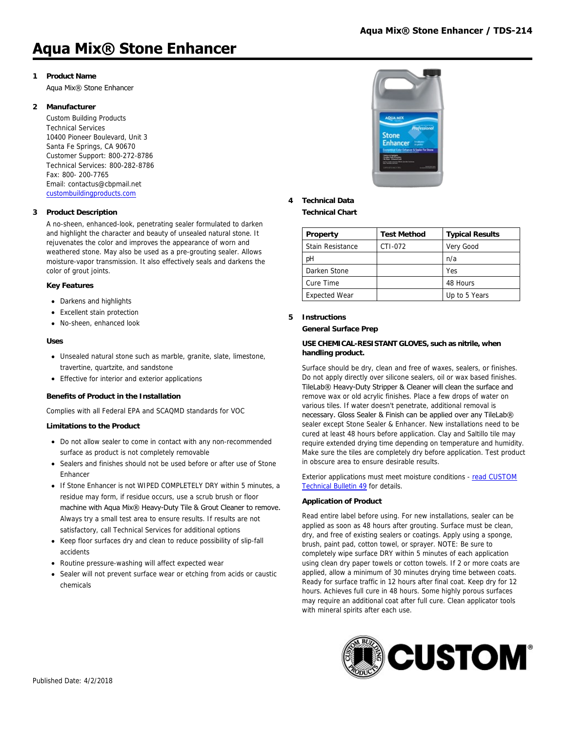# Aqua Mix® Stone Enhancer

## 1 Product Name

Aqua Mix® Stone Enhancer

## 2 Manufacturer

Custom Building Products
Technical Services
10400 Pioneer Boulevard, Unit 3
Santa Fe Springs, CA 90670
Customer Support: 800-272-8786
Technical Services: 800-282-8786
Fax: 800- 200-7765
Email: contactus@cbpmail.net
custombuildingproducts.com

## 3 Product Description

A no-sheen, enhanced-look, penetrating sealer formulated to darken and highlight the character and beauty of unsealed natural stone. It rejuvenates the color and improves the appearance of worn and weathered stone. May also be used as a pre-grouting sealer. Allows moisture-vapor transmission. It also effectively seals and darkens the color of grout joints.

### Key Features

- Darkens and highlights
- Excellent stain protection
- No-sheen, enhanced look

### Uses

- Unsealed natural stone such as marble, granite, slate, limestone, travertine, quartzite, and sandstone
- Effective for interior and exterior applications

### Benefits of Product in the Installation

Complies with all Federal EPA and SCAQMD standards for VOC

### Limitations to the Product

- Do not allow sealer to come in contact with any non-recommended surface as product is not completely removable
- Sealers and finishes should not be used before or after use of Stone Enhancer
- If Stone Enhancer is not WIPED COMPLETELY DRY within 5 minutes, a residue may form, if residue occurs, use a scrub brush or floor machine with Aqua Mix® Heavy-Duty Tile & Grout Cleaner to remove. Always try a small test area to ensure results. If results are not satisfactory, call Technical Services for additional options
- Keep floor surfaces dry and clean to reduce possibility of slip-fall accidents
- Routine pressure-washing will affect expected wear
- Sealer will not prevent surface wear or etching from acids or caustic chemicals

## 4 Technical Data

### Technical Chart

| Property | Test Method | Typical Results |
|---|---|---|
| Stain Resistance | CTI-072 | Very Good |
| pH | | n/a |
| Darken Stone | | Yes |
| Cure Time | | 48 Hours |
| Expected Wear | | Up to 5 Years |

## 5 Instructions

### General Surface Prep

**USE CHEMICAL-RESISTANT GLOVES, such as nitrile, when handling product.**

Surface should be dry, clean and free of waxes, sealers, or finishes. Do not apply directly over silicone sealers, oil or wax based finishes. TileLab® Heavy-Duty Stripper & Cleaner will clean the surface and remove wax or old acrylic finishes. Place a few drops of water on various tiles. If water doesn't penetrate, additional removal is necessary. Gloss Sealer & Finish can be applied over any TileLab® sealer except Stone Sealer & Enhancer. New installations need to be cured at least 48 hours before application. Clay and Saltillo tile may require extended drying time depending on temperature and humidity. Make sure the tiles are completely dry before application. Test product in obscure area to ensure desirable results.

Exterior applications must meet moisture conditions - read CUSTOM Technical Bulletin 49 for details.

### Application of Product

Read entire label before using. For new installations, sealer can be applied as soon as 48 hours after grouting. Surface must be clean, dry, and free of existing sealers or coatings. Apply using a sponge, brush, paint pad, cotton towel, or sprayer. NOTE: Be sure to completely wipe surface DRY within 5 minutes of each application using clean dry paper towels or cotton towels. If 2 or more coats are applied, allow a minimum of 30 minutes drying time between coats. Ready for surface traffic in 12 hours after final coat. Keep dry for 12 hours. Achieves full cure in 48 hours. Some highly porous surfaces may require an additional coat after full cure. Clean applicator tools with mineral spirits after each use.

Published Date: 4/2/2018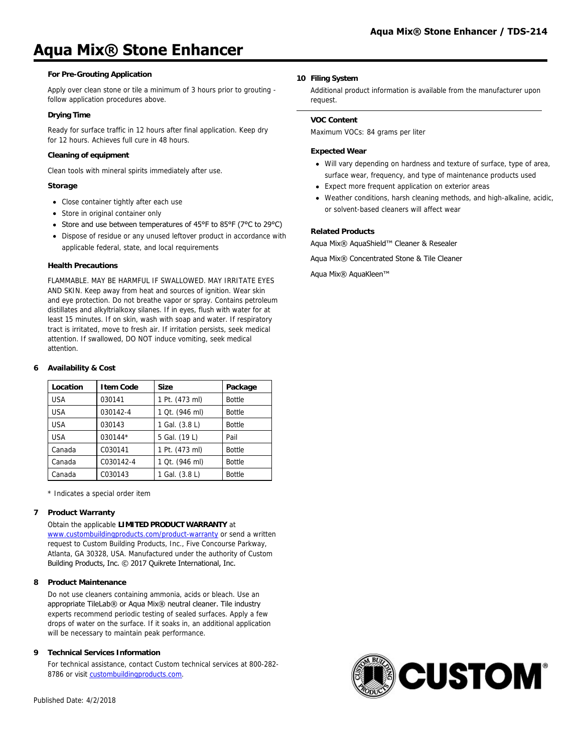# Aqua Mix® Stone Enhancer

**For Pre-Grouting Application**

Apply over clean stone or tile a minimum of 3 hours prior to grouting - follow application procedures above.

**Drying Time**

Ready for surface traffic in 12 hours after final application. Keep dry for 12 hours. Achieves full cure in 48 hours.

**Cleaning of equipment**

Clean tools with mineral spirits immediately after use.

**Storage**

- Close container tightly after each use
- Store in original container only
- Store and use between temperatures of 45°F to 85°F (7°C to 29°C)
- Dispose of residue or any unused leftover product in accordance with applicable federal, state, and local requirements

**Health Precautions**

FLAMMABLE. MAY BE HARMFUL IF SWALLOWED. MAY IRRITATE EYES AND SKIN. Keep away from heat and sources of ignition. Wear skin and eye protection. Do not breathe vapor or spray. Contains petroleum distillates and alkyltrialkoxy silanes. If in eyes, flush with water for at least 15 minutes. If on skin, wash with soap and water. If respiratory tract is irritated, move to fresh air. If irritation persists, seek medical attention. If swallowed, DO NOT induce vomiting, seek medical attention.

## 6 Availability & Cost

| Location | Item Code | Size | Package |
|---|---|---|---|
| USA | 030141 | 1 Pt. (473 ml) | Bottle |
| USA | 030142-4 | 1 Qt. (946 ml) | Bottle |
| USA | 030143 | 1 Gal. (3.8 L) | Bottle |
| USA | 030144* | 5 Gal. (19 L) | Pail |
| Canada | C030141 | 1 Pt. (473 ml) | Bottle |
| Canada | C030142-4 | 1 Qt. (946 ml) | Bottle |
| Canada | C030143 | 1 Gal. (3.8 L) | Bottle |

* Indicates a special order item

## 7 Product Warranty

Obtain the applicable **LIMITED PRODUCT WARRANTY** at www.custombuildingproducts.com/product-warranty or send a written request to Custom Building Products, Inc., Five Concourse Parkway, Atlanta, GA 30328, USA. Manufactured under the authority of Custom Building Products, Inc. © 2017 Quikrete International, Inc.

## 8 Product Maintenance

Do not use cleaners containing ammonia, acids or bleach. Use an appropriate TileLab® or Aqua Mix® neutral cleaner. Tile industry experts recommend periodic testing of sealed surfaces. Apply a few drops of water on the surface. If it soaks in, an additional application will be necessary to maintain peak performance.

## 9 Technical Services Information

For technical assistance, contact Custom technical services at 800-282-8786 or visit custombuildingproducts.com.

## 10 Filing System

Additional product information is available from the manufacturer upon request.

**VOC Content**

Maximum VOCs: 84 grams per liter

**Expected Wear**

- Will vary depending on hardness and texture of surface, type of area, surface wear, frequency, and type of maintenance products used
- Expect more frequent application on exterior areas
- Weather conditions, harsh cleaning methods, and high-alkaline, acidic, or solvent-based cleaners will affect wear

**Related Products**

Aqua Mix® AquaShield™ Cleaner & Resealer

Aqua Mix® Concentrated Stone & Tile Cleaner

Aqua Mix® AquaKleen™

Published Date: 4/2/2018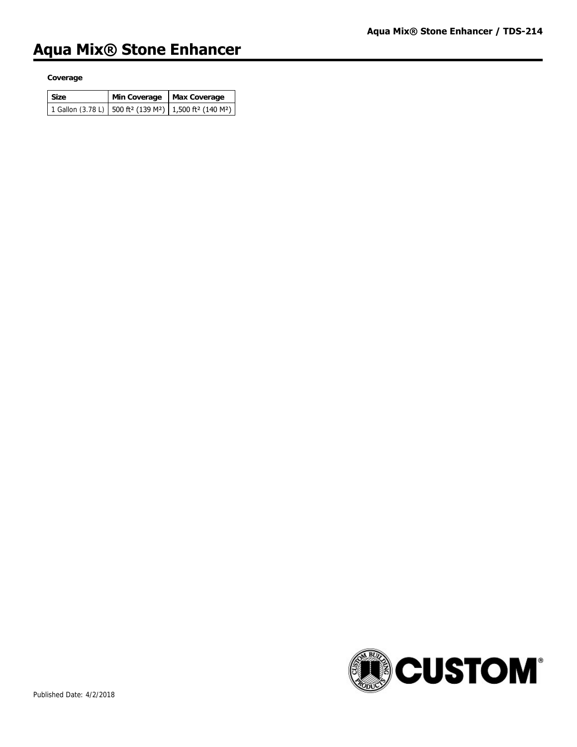# Aqua Mix® Stone Enhancer

**Coverage**

| Size | Min Coverage | Max Coverage |
| --- | --- | --- |
| 1 Gallon (3.78 L) | 500 ft² (139 M²) | 1,500 ft² (140 M²) |

Published Date: 4/2/2018